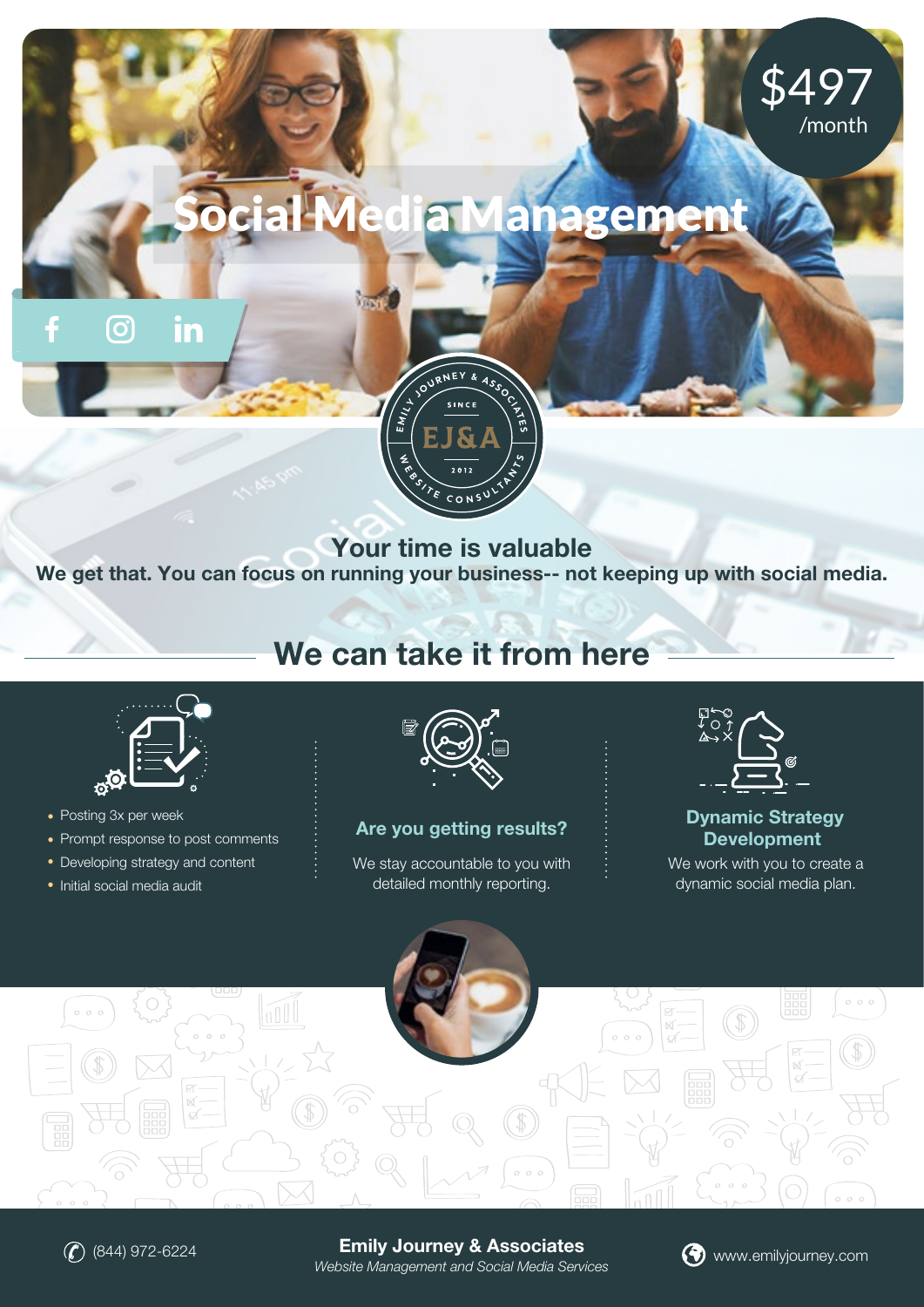# Social Media Management

$497 /month

EMILY JOURNEY & ASSOCIATES
SINCE
EJ&A
2012
WEBSITE CONSULTANTS

## Your time is valuable

**We get that. You can focus on running your business-- not keeping up with social media.**

## We can take it from here

- Posting 3x per week
- Prompt response to post comments
- Developing strategy and content
- Initial social media audit

### Are you getting results?

We stay accountable to you with detailed monthly reporting.

### Dynamic Strategy Development

We work with you to create a dynamic social media plan.

(844) 972-6224

**Emily Journey & Associates**
*Website Management and Social Media Services*

www.emilyjourney.com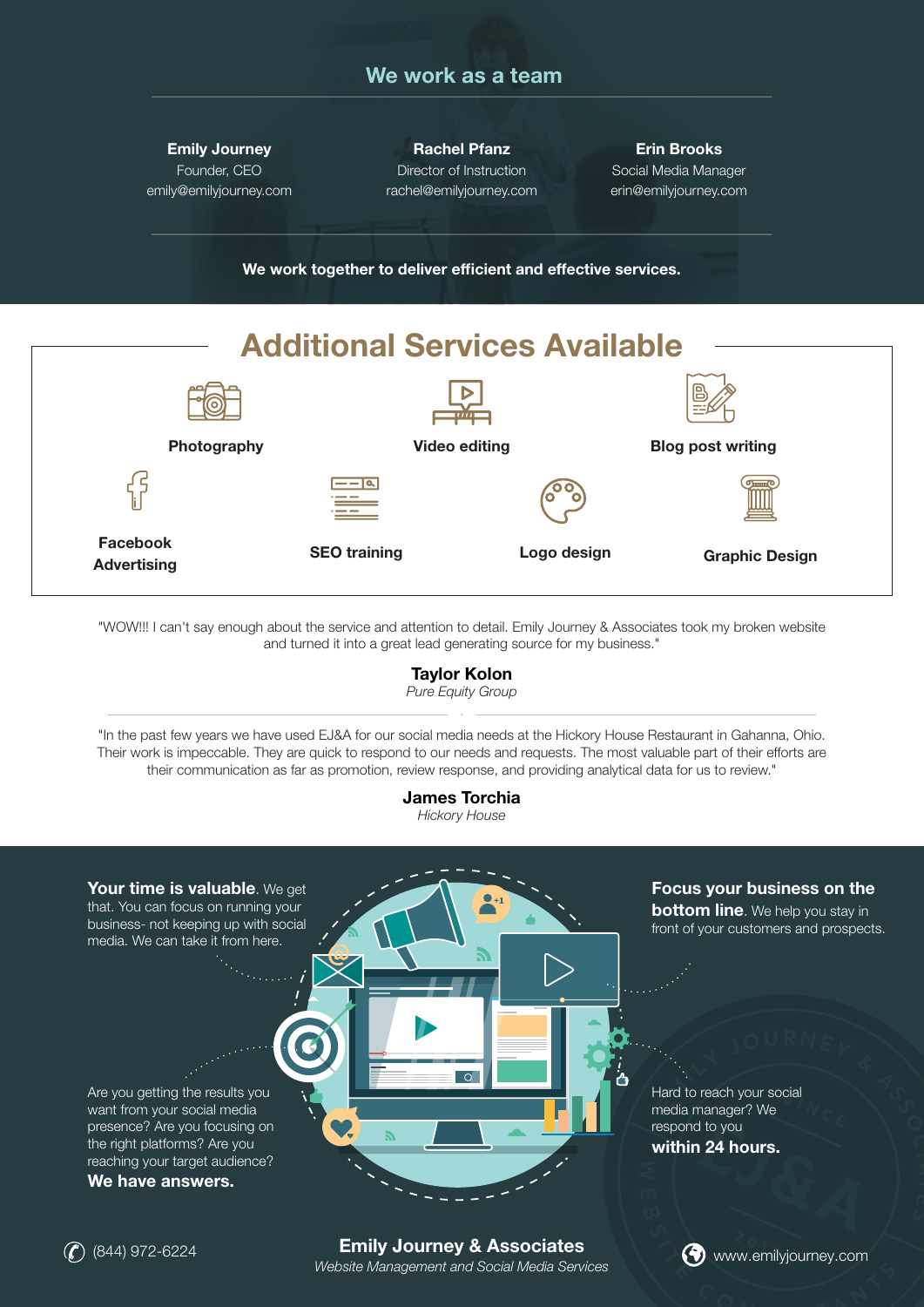## We work as a team

**Emily Journey**
Founder, CEO
emily@emilyjourney.com

**Rachel Pfanz**
Director of Instruction
rachel@emilyjourney.com

**Erin Brooks**
Social Media Manager
erin@emilyjourney.com

**We work together to deliver efficient and effective services.**

## Additional Services Available

- **Photography**
- **Video editing**
- **Blog post writing**
- **Facebook Advertising**
- **SEO training**
- **Logo design**
- **Graphic Design**

"WOW!!! I can't say enough about the service and attention to detail. Emily Journey & Associates took my broken website and turned it into a great lead generating source for my business."

**Taylor Kolon**
*Pure Equity Group*

"In the past few years we have used EJ&A for our social media needs at the Hickory House Restaurant in Gahanna, Ohio. Their work is impeccable. They are quick to respond to our needs and requests. The most valuable part of their efforts are their communication as far as promotion, review response, and providing analytical data for us to review."

**James Torchia**
*Hickory House*

**Your time is valuable**. We get that. You can focus on running your business- not keeping up with social media. We can take it from here.

**Focus your business on the bottom line**. We help you stay in front of your customers and prospects.

Are you getting the results you want from your social media presence? Are you focusing on the right platforms? Are you reaching your target audience?
**We have answers.**

Hard to reach your social media manager? We respond to you
**within 24 hours.**

(844) 972-6224

**Emily Journey & Associates**
*Website Management and Social Media Services*

www.emilyjourney.com